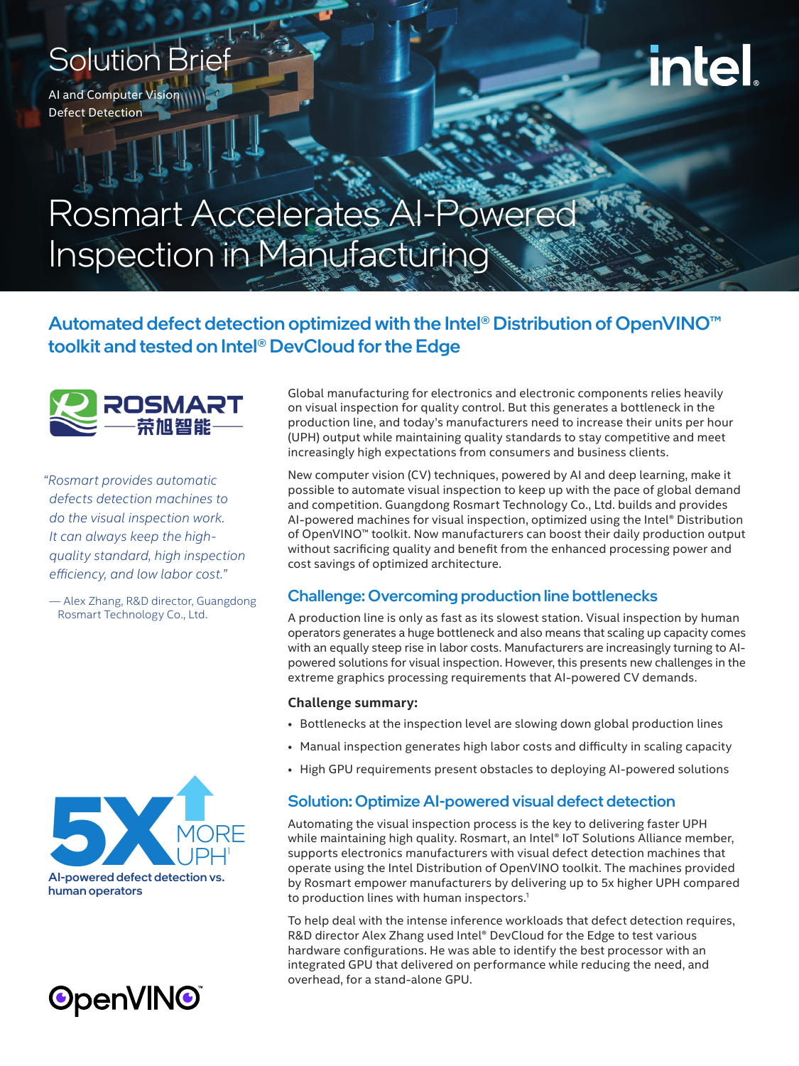Solution Brief

AI and Computer Vision
Defect Detection

# Rosmart Accelerates AI-Powered Inspection in Manufacturing

## Automated defect detection optimized with the Intel® Distribution of OpenVINO™ toolkit and tested on Intel® DevCloud for the Edge

ROSMART 荣旭智能

*"Rosmart provides automatic defects detection machines to do the visual inspection work. It can always keep the high-quality standard, high inspection efficiency, and low labor cost."*

— Alex Zhang, R&D director, Guangdong Rosmart Technology Co., Ltd.

Global manufacturing for electronics and electronic components relies heavily on visual inspection for quality control. But this generates a bottleneck in the production line, and today's manufacturers need to increase their units per hour (UPH) output while maintaining quality standards to stay competitive and meet increasingly high expectations from consumers and business clients.

New computer vision (CV) techniques, powered by AI and deep learning, make it possible to automate visual inspection to keep up with the pace of global demand and competition. Guangdong Rosmart Technology Co., Ltd. builds and provides AI-powered machines for visual inspection, optimized using the Intel® Distribution of OpenVINO™ toolkit. Now manufacturers can boost their daily production output without sacrificing quality and benefit from the enhanced processing power and cost savings of optimized architecture.

### Challenge: Overcoming production line bottlenecks

A production line is only as fast as its slowest station. Visual inspection by human operators generates a huge bottleneck and also means that scaling up capacity comes with an equally steep rise in labor costs. Manufacturers are increasingly turning to AI-powered solutions for visual inspection. However, this presents new challenges in the extreme graphics processing requirements that AI-powered CV demands.

**Challenge summary:**

- Bottlenecks at the inspection level are slowing down global production lines
- Manual inspection generates high labor costs and difficulty in scaling capacity
- High GPU requirements present obstacles to deploying AI-powered solutions

**5X MORE UPH[1]**

**AI-powered defect detection vs. human operators**

### Solution: Optimize AI-powered visual defect detection

Automating the visual inspection process is the key to delivering faster UPH while maintaining high quality. Rosmart, an Intel® IoT Solutions Alliance member, supports electronics manufacturers with visual defect detection machines that operate using the Intel Distribution of OpenVINO toolkit. The machines provided by Rosmart empower manufacturers by delivering up to 5x higher UPH compared to production lines with human inspectors.[1]

To help deal with the intense inference workloads that defect detection requires, R&D director Alex Zhang used Intel® DevCloud for the Edge to test various hardware configurations. He was able to identify the best processor with an integrated GPU that delivered on performance while reducing the need, and overhead, for a stand-alone GPU.

OpenVINO™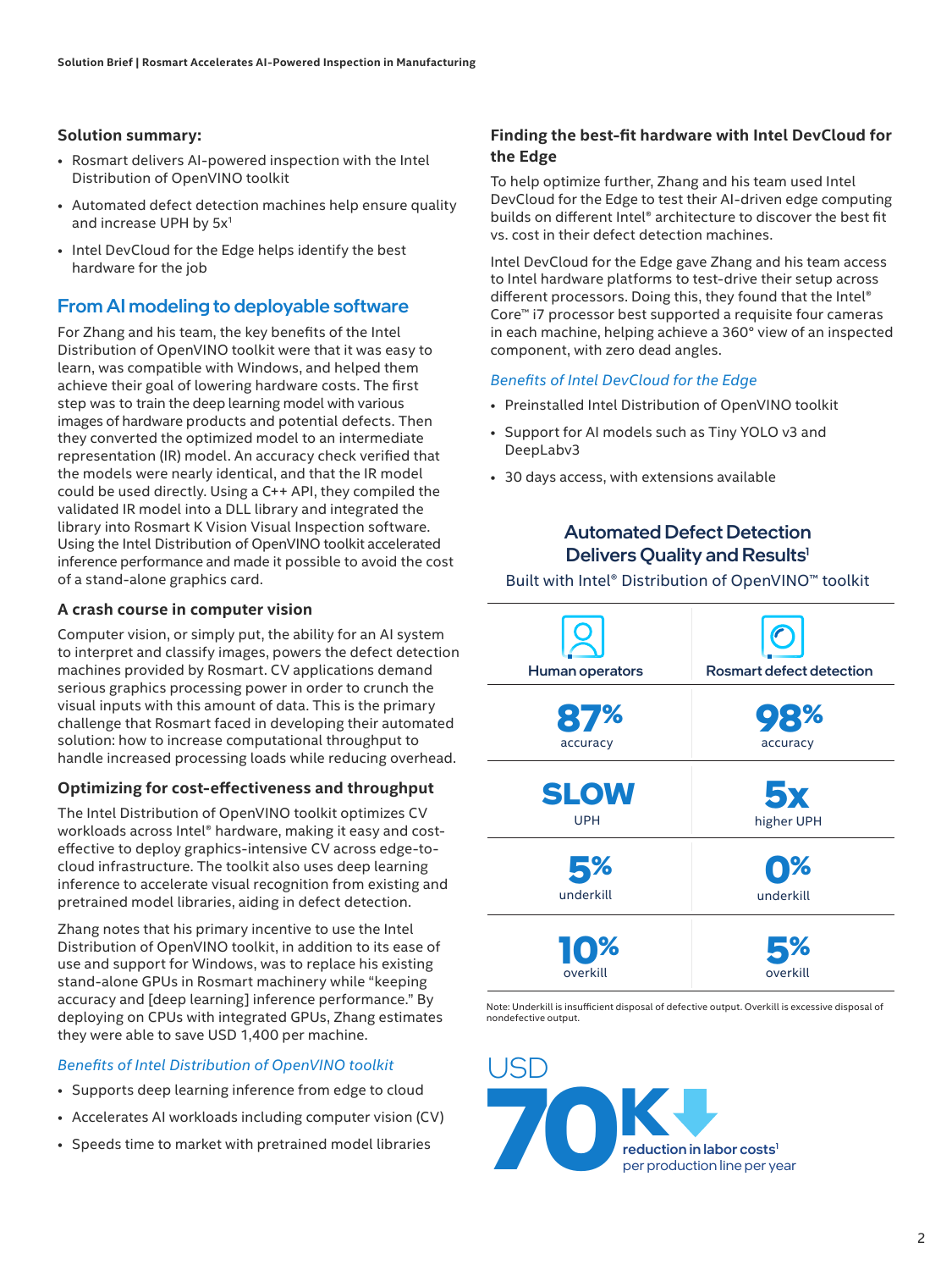## Solution summary:

- Rosmart delivers AI-powered inspection with the Intel Distribution of OpenVINO toolkit
- Automated defect detection machines help ensure quality and increase UPH by 5x[1]
- Intel DevCloud for the Edge helps identify the best hardware for the job

## From AI modeling to deployable software

For Zhang and his team, the key benefits of the Intel Distribution of OpenVINO toolkit were that it was easy to learn, was compatible with Windows, and helped them achieve their goal of lowering hardware costs. The first step was to train the deep learning model with various images of hardware products and potential defects. Then they converted the optimized model to an intermediate representation (IR) model. An accuracy check verified that the models were nearly identical, and that the IR model could be used directly. Using a C++ API, they compiled the validated IR model into a DLL library and integrated the library into Rosmart K Vision Visual Inspection software. Using the Intel Distribution of OpenVINO toolkit accelerated inference performance and made it possible to avoid the cost of a stand-alone graphics card.

### A crash course in computer vision

Computer vision, or simply put, the ability for an AI system to interpret and classify images, powers the defect detection machines provided by Rosmart. CV applications demand serious graphics processing power in order to crunch the visual inputs with this amount of data. This is the primary challenge that Rosmart faced in developing their automated solution: how to increase computational throughput to handle increased processing loads while reducing overhead.

### Optimizing for cost-effectiveness and throughput

The Intel Distribution of OpenVINO toolkit optimizes CV workloads across Intel® hardware, making it easy and cost-effective to deploy graphics-intensive CV across edge-to-cloud infrastructure. The toolkit also uses deep learning inference to accelerate visual recognition from existing and pretrained model libraries, aiding in defect detection.

Zhang notes that his primary incentive to use the Intel Distribution of OpenVINO toolkit, in addition to its ease of use and support for Windows, was to replace his existing stand-alone GPUs in Rosmart machinery while "keeping accuracy and [deep learning] inference performance." By deploying on CPUs with integrated GPUs, Zhang estimates they were able to save USD 1,400 per machine.

*Benefits of Intel Distribution of OpenVINO toolkit*

- Supports deep learning inference from edge to cloud
- Accelerates AI workloads including computer vision (CV)
- Speeds time to market with pretrained model libraries

### Finding the best-fit hardware with Intel DevCloud for the Edge

To help optimize further, Zhang and his team used Intel DevCloud for the Edge to test their AI-driven edge computing builds on different Intel® architecture to discover the best fit vs. cost in their defect detection machines.

Intel DevCloud for the Edge gave Zhang and his team access to Intel hardware platforms to test-drive their setup across different processors. Doing this, they found that the Intel® Core™ i7 processor best supported a requisite four cameras in each machine, helping achieve a 360° view of an inspected component, with zero dead angles.

*Benefits of Intel DevCloud for the Edge*

- Preinstalled Intel Distribution of OpenVINO toolkit
- Support for AI models such as Tiny YOLO v3 and DeepLabv3
- 30 days access, with extensions available

### Automated Defect Detection Delivers Quality and Results[1]

Built with Intel® Distribution of OpenVINO™ toolkit

| Human operators | Rosmart defect detection |
|---|---|
| 87% accuracy | 98% accuracy |
| SLOW UPH | 5x higher UPH |
| 5% underkill | 0% underkill |
| 10% overkill | 5% overkill |

Note: Underkill is insufficient disposal of defective output. Overkill is excessive disposal of nondefective output.

USD 70K reduction in labor costs[1] per production line per year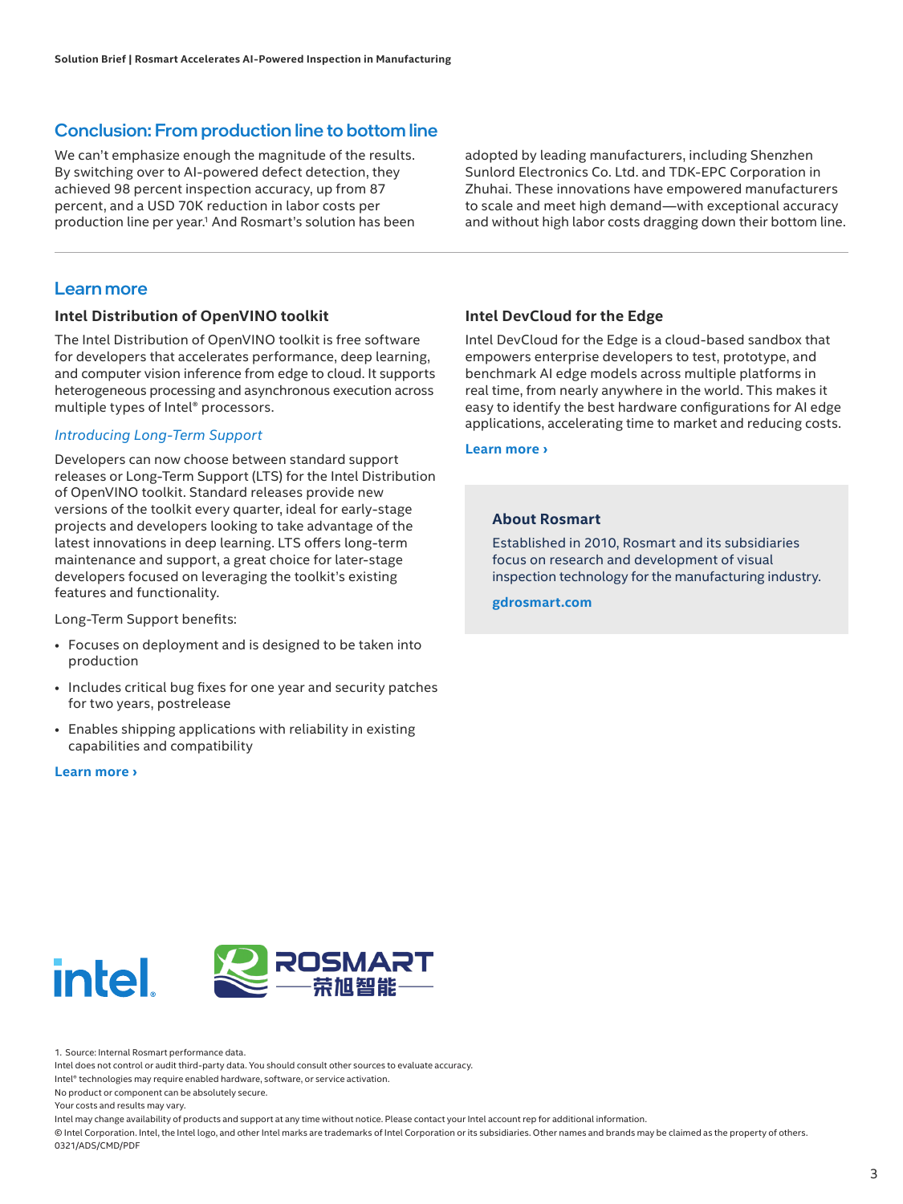## Conclusion: From production line to bottom line

We can't emphasize enough the magnitude of the results. By switching over to AI-powered defect detection, they achieved 98 percent inspection accuracy, up from 87 percent, and a USD 70K reduction in labor costs per production line per year.[1] And Rosmart's solution has been adopted by leading manufacturers, including Shenzhen Sunlord Electronics Co. Ltd. and TDK-EPC Corporation in Zhuhai. These innovations have empowered manufacturers to scale and meet high demand—with exceptional accuracy and without high labor costs dragging down their bottom line.

## Learn more

### Intel Distribution of OpenVINO toolkit

The Intel Distribution of OpenVINO toolkit is free software for developers that accelerates performance, deep learning, and computer vision inference from edge to cloud. It supports heterogeneous processing and asynchronous execution across multiple types of Intel® processors.

*Introducing Long-Term Support*

Developers can now choose between standard support releases or Long-Term Support (LTS) for the Intel Distribution of OpenVINO toolkit. Standard releases provide new versions of the toolkit every quarter, ideal for early-stage projects and developers looking to take advantage of the latest innovations in deep learning. LTS offers long-term maintenance and support, a great choice for later-stage developers focused on leveraging the toolkit's existing features and functionality.

Long-Term Support benefits:

- Focuses on deployment and is designed to be taken into production
- Includes critical bug fixes for one year and security patches for two years, postrelease
- Enables shipping applications with reliability in existing capabilities and compatibility

**Learn more ›**

### Intel DevCloud for the Edge

Intel DevCloud for the Edge is a cloud-based sandbox that empowers enterprise developers to test, prototype, and benchmark AI edge models across multiple platforms in real time, from nearly anywhere in the world. This makes it easy to identify the best hardware configurations for AI edge applications, accelerating time to market and reducing costs.

**Learn more ›**

### About Rosmart

Established in 2010, Rosmart and its subsidiaries focus on research and development of visual inspection technology for the manufacturing industry.

**gdrosmart.com**

intel

ROSMART 荣旭智能

1. Source: Internal Rosmart performance data.

Intel does not control or audit third-party data. You should consult other sources to evaluate accuracy.

Intel® technologies may require enabled hardware, software, or service activation.

No product or component can be absolutely secure.

Your costs and results may vary.

Intel may change availability of products and support at any time without notice. Please contact your Intel account rep for additional information.

© Intel Corporation. Intel, the Intel logo, and other Intel marks are trademarks of Intel Corporation or its subsidiaries. Other names and brands may be claimed as the property of others.

0321/ADS/CMD/PDF